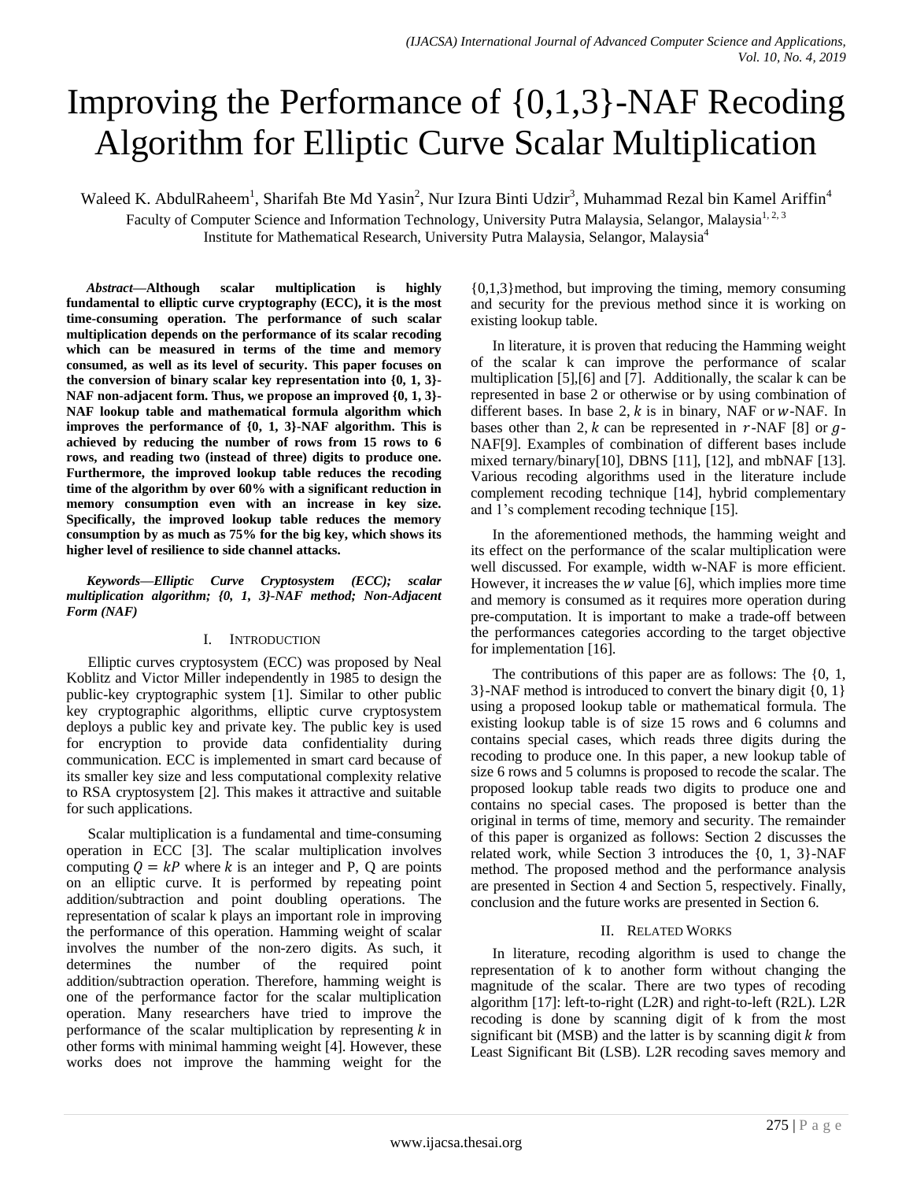# Improving the Performance of {0,1,3}-NAF Recoding Algorithm for Elliptic Curve Scalar Multiplication

Waleed K. AbdulRaheem[1], Sharifah Bte Md Yasin[2], Nur Izura Binti Udzir[3], Muhammad Rezal bin Kamel Ariffin[4]

Faculty of Computer Science and Information Technology, University Putra Malaysia, Selangor, Malaysia[1, 2, 3]
Institute for Mathematical Research, University Putra Malaysia, Selangor, Malaysia[4]

***Abstract*—Although scalar multiplication is highly fundamental to elliptic curve cryptography (ECC), it is the most time-consuming operation. The performance of such scalar multiplication depends on the performance of its scalar recoding which can be measured in terms of the time and memory consumed, as well as its level of security. This paper focuses on the conversion of binary scalar key representation into {0, 1, 3}-NAF non-adjacent form. Thus, we propose an improved {0, 1, 3}-NAF lookup table and mathematical formula algorithm which improves the performance of {0, 1, 3}-NAF algorithm. This is achieved by reducing the number of rows from 15 rows to 6 rows, and reading two (instead of three) digits to produce one. Furthermore, the improved lookup table reduces the recoding time of the algorithm by over 60% with a significant reduction in memory consumption even with an increase in key size. Specifically, the improved lookup table reduces the memory consumption by as much as 75% for the big key, which shows its higher level of resilience to side channel attacks.**

***Keywords*—*Elliptic Curve Cryptosystem (ECC); scalar multiplication algorithm; {0, 1, 3}-NAF method; Non-Adjacent Form (NAF)***

## I. Introduction

Elliptic curves cryptosystem (ECC) was proposed by Neal Koblitz and Victor Miller independently in 1985 to design the public-key cryptographic system [1]. Similar to other public key cryptographic algorithms, elliptic curve cryptosystem deploys a public key and private key. The public key is used for encryption to provide data confidentiality during communication. ECC is implemented in smart card because of its smaller key size and less computational complexity relative to RSA cryptosystem [2]. This makes it attractive and suitable for such applications.

Scalar multiplication is a fundamental and time-consuming operation in ECC [3]. The scalar multiplication involves computing $Q = kP$ where $k$ is an integer and P, Q are points on an elliptic curve. It is performed by repeating point addition/subtraction and point doubling operations. The representation of scalar k plays an important role in improving the performance of this operation. Hamming weight of scalar involves the number of the non-zero digits. As such, it determines the number of the required point addition/subtraction operation. Therefore, hamming weight is one of the performance factor for the scalar multiplication operation. Many researchers have tried to improve the performance of the scalar multiplication by representing $k$ in other forms with minimal hamming weight [4]. However, these works does not improve the hamming weight for the {0,1,3}method, but improving the timing, memory consuming and security for the previous method since it is working on existing lookup table.

In literature, it is proven that reducing the Hamming weight of the scalar k can improve the performance of scalar multiplication [5],[6] and [7]. Additionally, the scalar k can be represented in base 2 or otherwise or by using combination of different bases. In base 2, $k$ is in binary, NAF or $w$-NAF. In bases other than 2, $k$ can be represented in $r$-NAF [8] or $g$-NAF[9]. Examples of combination of different bases include mixed ternary/binary[10], DBNS [11], [12], and mbNAF [13]. Various recoding algorithms used in the literature include complement recoding technique [14], hybrid complementary and 1's complement recoding technique [15].

In the aforementioned methods, the hamming weight and its effect on the performance of the scalar multiplication were well discussed. For example, width w-NAF is more efficient. However, it increases the $w$ value [6], which implies more time and memory is consumed as it requires more operation during pre-computation. It is important to make a trade-off between the performances categories according to the target objective for implementation [16].

The contributions of this paper are as follows: The {0, 1, 3}-NAF method is introduced to convert the binary digit {0, 1} using a proposed lookup table or mathematical formula. The existing lookup table is of size 15 rows and 6 columns and contains special cases, which reads three digits during the recoding to produce one. In this paper, a new lookup table of size 6 rows and 5 columns is proposed to recode the scalar. The proposed lookup table reads two digits to produce one and contains no special cases. The proposed is better than the original in terms of time, memory and security. The remainder of this paper is organized as follows: Section 2 discusses the related work, while Section 3 introduces the {0, 1, 3}-NAF method. The proposed method and the performance analysis are presented in Section 4 and Section 5, respectively. Finally, conclusion and the future works are presented in Section 6.

## II. Related Works

In literature, recoding algorithm is used to change the representation of k to another form without changing the magnitude of the scalar. There are two types of recoding algorithm [17]: left-to-right (L2R) and right-to-left (R2L). L2R recoding is done by scanning digit of k from the most significant bit (MSB) and the latter is by scanning digit $k$ from Least Significant Bit (LSB). L2R recoding saves memory and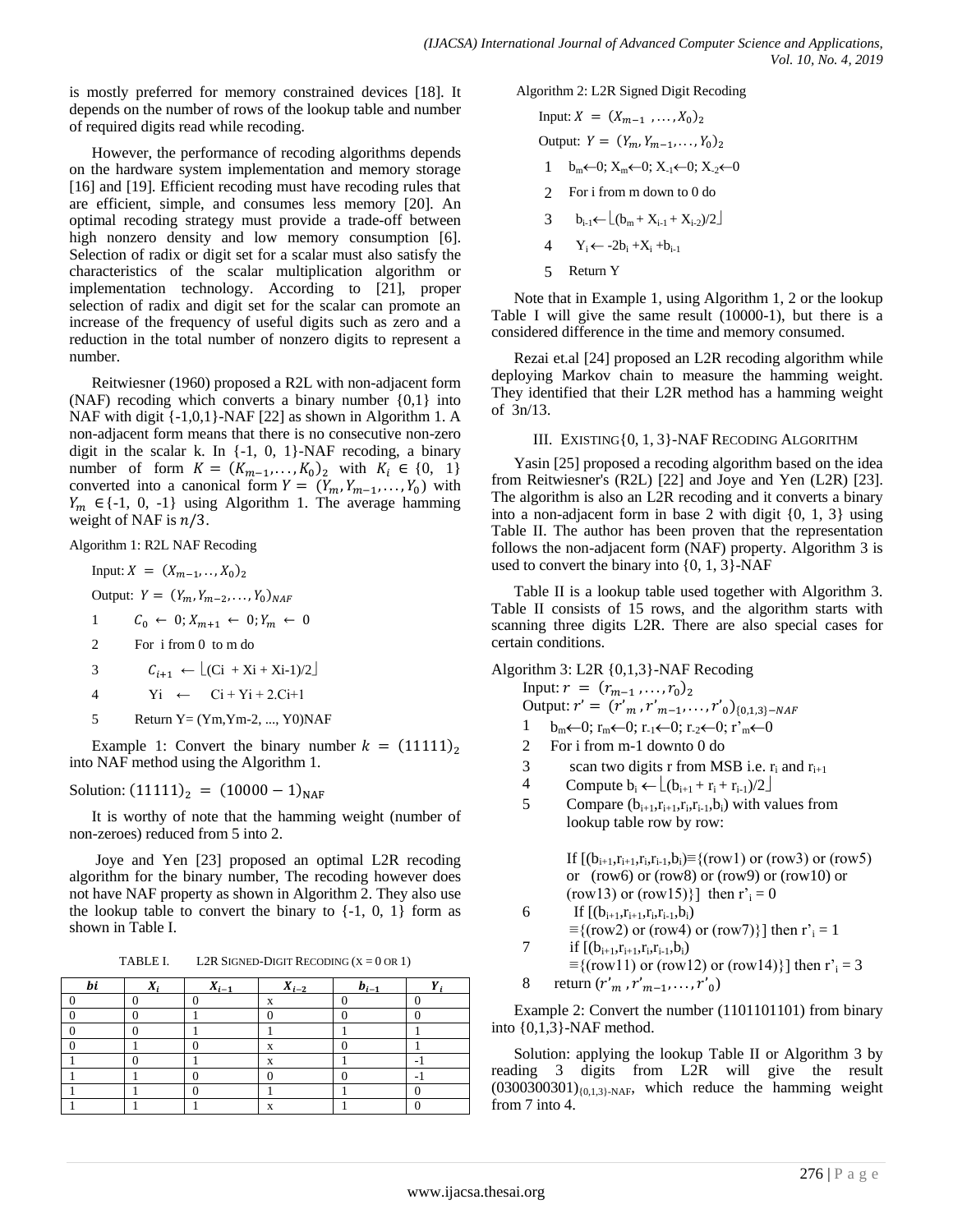is mostly preferred for memory constrained devices [18]. It depends on the number of rows of the lookup table and number of required digits read while recoding.

However, the performance of recoding algorithms depends on the hardware system implementation and memory storage [16] and [19]. Efficient recoding must have recoding rules that are efficient, simple, and consumes less memory [20]. An optimal recoding strategy must provide a trade-off between high nonzero density and low memory consumption [6]. Selection of radix or digit set for a scalar must also satisfy the characteristics of the scalar multiplication algorithm or implementation technology. According to [21], proper selection of radix and digit set for the scalar can promote an increase of the frequency of useful digits such as zero and a reduction in the total number of nonzero digits to represent a number.

Reitwiesner (1960) proposed a R2L with non-adjacent form (NAF) recoding which converts a binary number {0,1} into NAF with digit {-1,0,1}-NAF [22] as shown in Algorithm 1. A non-adjacent form means that there is no consecutive non-zero digit in the scalar k. In {-1, 0, 1}-NAF recoding, a binary number of form $K = (K_{m-1},\ldots,K_0)_2$ with $K_i \in \{0, 1\}$ converted into a canonical form $Y = (Y_m, Y_{m-1},\ldots,Y_0)$ with $Y_m \in$ {-1, 0, -1} using Algorithm 1. The average hamming weight of NAF is $n/3$.

Algorithm 1: R2L NAF Recoding

Input: $X = (X_{m-1},..,X_0)_2$

Output: $Y = (Y_m, Y_{m-2},\ldots,Y_0)_{NAF}$

1 $C_0 \leftarrow 0; X_{m+1} \leftarrow 0; Y_m \leftarrow 0$

2 For i from 0 to m do

3 $C_{i+1} \leftarrow \lfloor(\mathrm{Ci} + \mathrm{Xi} + \mathrm{Xi}\text{-}1)/2\rfloor$

4 Yi ← Ci + Yi + 2.Ci+1

5 Return Y= (Ym,Ym-2, ..., Y0)NAF

Example 1: Convert the binary number $k = (11111)_2$ into NAF method using the Algorithm 1.

Solution: $(11111)_2 = (10000-1)_{\text{NAF}}$

It is worthy of note that the hamming weight (number of non-zeroes) reduced from 5 into 2.

Joye and Yen [23] proposed an optimal L2R recoding algorithm for the binary number, The recoding however does not have NAF property as shown in Algorithm 2. They also use the lookup table to convert the binary to {-1, 0, 1} form as shown in Table I.

TABLE I. L2R SIGNED-DIGIT RECODING (X = 0 OR 1)

| $b_i$ | $X_i$ | $X_{i-1}$ | $X_{i-2}$ | $b_{i-1}$ | $Y_i$ |
|---|---|---|---|---|---|
| 0 | 0 | 0 | x | 0 | 0 |
| 0 | 0 | 1 | 0 | 0 | 0 |
| 0 | 0 | 1 | 1 | 1 | 1 |
| 0 | 1 | 0 | x | 0 | 1 |
| 1 | 0 | 1 | x | 1 | -1 |
| 1 | 1 | 0 | 0 | 0 | -1 |
| 1 | 1 | 0 | 1 | 1 | 0 |
| 1 | 1 | 1 | x | 1 | 0 |

Algorithm 2: L2R Signed Digit Recoding

Input: $X = (X_{m-1},\ldots,X_0)_2$

Output: $Y = (Y_m, Y_{m-1},\ldots,Y_0)_2$

1 $b_m \leftarrow 0$; $X_m \leftarrow 0$; $X_{-1} \leftarrow 0$; $X_{-2} \leftarrow 0$

2 For i from m down to 0 do

3 $b_{i-1} \leftarrow \lfloor(b_m + X_{i-1} + X_{i-2})/2\rfloor$

4 $Y_i \leftarrow -2b_i + X_i + b_{i-1}$

5 Return Y

Note that in Example 1, using Algorithm 1, 2 or the lookup Table I will give the same result (10000-1), but there is a considered difference in the time and memory consumed.

Rezai et.al [24] proposed an L2R recoding algorithm while deploying Markov chain to measure the hamming weight. They identified that their L2R method has a hamming weight of 3n/13.

## III. EXISTING {0, 1, 3}-NAF RECODING ALGORITHM

Yasin [25] proposed a recoding algorithm based on the idea from Reitwiesner's (R2L) [22] and Joye and Yen (L2R) [23]. The algorithm is also an L2R recoding and it converts a binary into a non-adjacent form in base 2 with digit {0, 1, 3} using Table II. The author has been proven that the representation follows the non-adjacent form (NAF) property. Algorithm 3 is used to convert the binary into {0, 1, 3}-NAF

Table II is a lookup table used together with Algorithm 3. Table II consists of 15 rows, and the algorithm starts with scanning three digits L2R. There are also special cases for certain conditions.

Algorithm 3: L2R {0,1,3}-NAF Recoding

Input: $r = (r_{m-1},\ldots,r_0)_2$

Output: $r' = (r'_m, r'_{m-1},\ldots,r'_0)_{\{0,1,3\}-NAF}$

1 $b_m \leftarrow 0$; $r_m \leftarrow 0$; $r_{-1} \leftarrow 0$; $r_{-2} \leftarrow 0$; $r'_m \leftarrow 0$

2 For i from m-1 downto 0 do

3 scan two digits r from MSB i.e. $r_i$ and $r_{i+1}$

4 Compute $b_i \leftarrow \lfloor(b_{i+1} + r_i + r_{i-1})/2\rfloor$

5 Compare $(b_{i+1},r_{i+1},r_i,r_{i-1},b_i)$ with values from lookup table row by row:

If $[(b_{i+1},r_{i+1},r_i,r_{i-1},b_i) \equiv$ {(row1) or (row3) or (row5) or (row6) or (row8) or (row9) or (row10) or (row13) or (row15)}] then $r'_i = 0$

6 If $[(b_{i+1},r_{i+1},r_i,r_{i-1},b_i)$ ≡{(row2) or (row4) or (row7)}] then $r'_i = 1$

7 if $[(b_{i+1},r_{i+1},r_i,r_{i-1},b_i)$ ≡{(row11) or (row12) or (row14)}] then $r'_i = 3$

8 return $(r'_m, r'_{m-1},\ldots,r'_0)$

Example 2: Convert the number (1101101101) from binary into {0,1,3}-NAF method.

Solution: applying the lookup Table II or Algorithm 3 by reading 3 digits from L2R will give the result $(0300300301)_{\{0,1,3\}\text{-NAF}}$, which reduce the hamming weight from 7 into 4.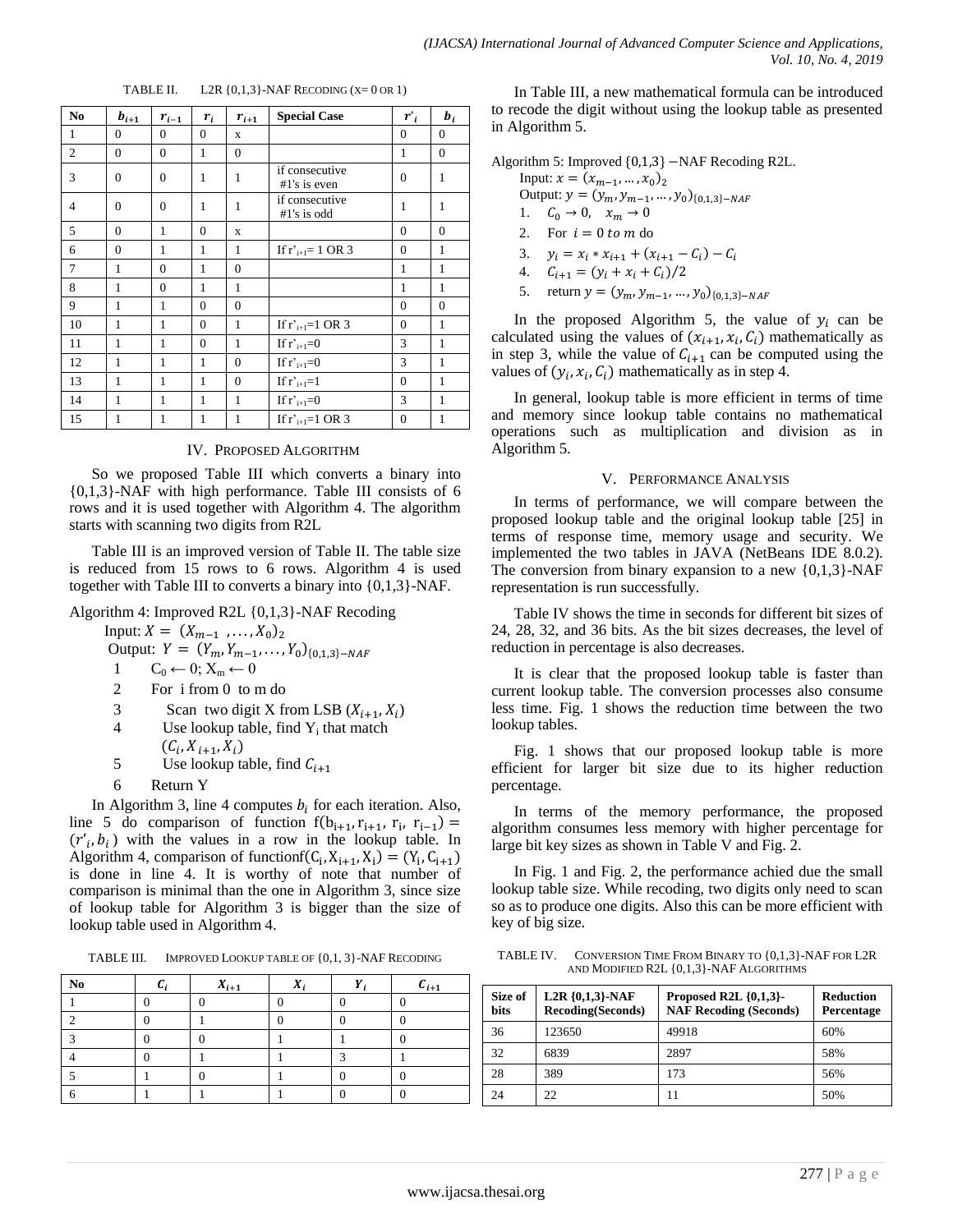TABLE II. L2R {0,1,3}-NAF RECODING (X= 0 OR 1)

| No | $b_{i+1}$ | $r_{i-1}$ | $r_i$ | $r_{i+1}$ | Special Case | $r'_i$ | $b_i$ |
|---|---|---|---|---|---|---|---|
| 1 | 0 | 0 | 0 | x | | 0 | 0 |
| 2 | 0 | 0 | 1 | 0 | | 1 | 0 |
| 3 | 0 | 0 | 1 | 1 | if consecutive #1's is even | 0 | 1 |
| 4 | 0 | 0 | 1 | 1 | if consecutive #1's is odd | 1 | 1 |
| 5 | 0 | 1 | 0 | x | | 0 | 0 |
| 6 | 0 | 1 | 1 | 1 | If r'$_{i+1}$= 1 OR 3 | 0 | 1 |
| 7 | 1 | 0 | 1 | 0 | | 1 | 1 |
| 8 | 1 | 0 | 1 | 1 | | 1 | 1 |
| 9 | 1 | 1 | 0 | 0 | | 0 | 0 |
| 10 | 1 | 1 | 0 | 1 | If r'$_{i+1}$=1 OR 3 | 0 | 1 |
| 11 | 1 | 1 | 0 | 1 | If r'$_{i+1}$=0 | 3 | 1 |
| 12 | 1 | 1 | 1 | 0 | If r'$_{i+1}$=0 | 3 | 1 |
| 13 | 1 | 1 | 1 | 0 | If r'$_{i+1}$=1 | 0 | 1 |
| 14 | 1 | 1 | 1 | 1 | If r'$_{i+1}$=0 | 3 | 1 |
| 15 | 1 | 1 | 1 | 1 | If r'$_{i+1}$=1 OR 3 | 0 | 1 |

## IV. PROPOSED ALGORITHM

So we proposed Table III which converts a binary into {0,1,3}-NAF with high performance. Table III consists of 6 rows and it is used together with Algorithm 4. The algorithm starts with scanning two digits from R2L

Table III is an improved version of Table II. The table size is reduced from 15 rows to 6 rows. Algorithm 4 is used together with Table III to converts a binary into {0,1,3}-NAF.

Algorithm 4: Improved R2L {0,1,3}-NAF Recoding

Input: $X = (X_{m-1}, \ldots, X_0)_2$

Output: $Y = (Y_m, Y_{m-1}, \ldots, Y_0)_{\{0,1,3\}-NAF}$

1 $C_0 \leftarrow 0$; $X_m \leftarrow 0$

2 For i from 0 to m do

3 Scan two digit X from LSB $(X_{i+1}, X_i)$

4 Use lookup table, find $Y_i$ that match $(C_i, X_{i+1}, X_i)$

5 Use lookup table, find $C_{i+1}$

6 Return Y

In Algorithm 3, line 4 computes $b_i$ for each iteration. Also, line 5 do comparison of function $f(b_{i+1}, r_{i+1}, r_i, r_{i-1}) = (r'_i, b_i)$ with the values in a row in the lookup table. In Algorithm 4, comparison of function$f(C_i, X_{i+1}, X_i) = (Y_i, C_{i+1})$ is done in line 4. It is worthy of note that number of comparison is minimal than the one in Algorithm 3, since size of lookup table for Algorithm 3 is bigger than the size of lookup table used in Algorithm 4.

TABLE III. IMPROVED LOOKUP TABLE OF {0, 1, 3}-NAF RECODING

| No | $C_i$ | $X_{i+1}$ | $X_i$ | $Y_i$ | $C_{i+1}$ |
|---|---|---|---|---|---|
| 1 | 0 | 0 | 0 | 0 | 0 |
| 2 | 0 | 1 | 0 | 0 | 0 |
| 3 | 0 | 0 | 1 | 1 | 0 |
| 4 | 0 | 1 | 1 | 3 | 1 |
| 5 | 1 | 0 | 1 | 0 | 0 |
| 6 | 1 | 1 | 1 | 0 | 0 |

In Table III, a new mathematical formula can be introduced to recode the digit without using the lookup table as presented in Algorithm 5.

Algorithm 5: Improved {0,1,3} −NAF Recoding R2L.

Input: $x = (x_{m-1}, \ldots, x_0)_2$

Output: $y = (y_m, y_{m-1}, \ldots, y_0)_{\{0,1,3\}-NAF}$

1. $C_0 \to 0, \quad x_m \to 0$
2. For $i = 0$ *to* $m$ do
3. $y_i = x_i * x_{i+1} + (x_{i+1} - C_i) - C_i$
4. $C_{i+1} = (y_i + x_i + C_i)/2$
5. return $y = (y_m, y_{m-1}, \ldots, y_0)_{\{0,1,3\}-NAF}$

In the proposed Algorithm 5, the value of $y_i$ can be calculated using the values of $(x_{i+1}, x_i, C_i)$ mathematically as in step 3, while the value of $C_{i+1}$ can be computed using the values of $(y_i, x_i, C_i)$ mathematically as in step 4.

In general, lookup table is more efficient in terms of time and memory since lookup table contains no mathematical operations such as multiplication and division as in Algorithm 5.

## V. PERFORMANCE ANALYSIS

In terms of performance, we will compare between the proposed lookup table and the original lookup table [25] in terms of response time, memory usage and security. We implemented the two tables in JAVA (NetBeans IDE 8.0.2). The conversion from binary expansion to a new {0,1,3}-NAF representation is run successfully.

Table IV shows the time in seconds for different bit sizes of 24, 28, 32, and 36 bits. As the bit sizes decreases, the level of reduction in percentage is also decreases.

It is clear that the proposed lookup table is faster than current lookup table. The conversion processes also consume less time. Fig. 1 shows the reduction time between the two lookup tables.

Fig. 1 shows that our proposed lookup table is more efficient for larger bit size due to its higher reduction percentage.

In terms of the memory performance, the proposed algorithm consumes less memory with higher percentage for large bit key sizes as shown in Table V and Fig. 2.

In Fig. 1 and Fig. 2, the performance achied due the small lookup table size. While recoding, two digits only need to scan so as to produce one digits. Also this can be more efficient with key of big size.

TABLE IV. CONVERSION TIME FROM BINARY TO {0,1,3}-NAF FOR L2R AND MODIFIED R2L {0,1,3}-NAF ALGORITHMS

| Size of bits | L2R {0,1,3}-NAF Recoding(Seconds) | Proposed R2L {0,1,3}-NAF Recoding (Seconds) | Reduction Percentage |
|---|---|---|---|
| 36 | 123650 | 49918 | 60% |
| 32 | 6839 | 2897 | 58% |
| 28 | 389 | 173 | 56% |
| 24 | 22 | 11 | 50% |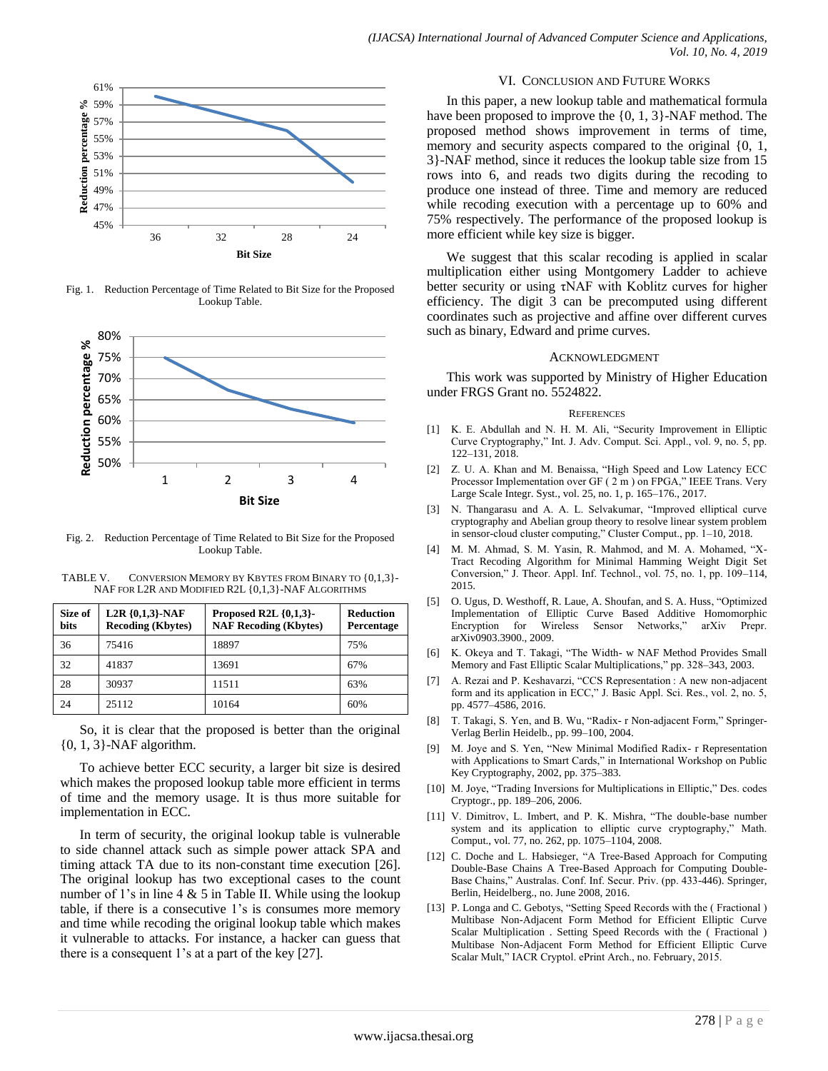Fig. 1. Reduction Percentage of Time Related to Bit Size for the Proposed Lookup Table.

Fig. 2. Reduction Percentage of Time Related to Bit Size for the Proposed Lookup Table.

TABLE V. CONVERSION MEMORY BY KBYTES FROM BINARY TO {0,1,3}-NAF FOR L2R AND MODIFIED R2L {0,1,3}-NAF ALGORITHMS

| Size of bits | L2R {0,1,3}-NAF Recoding (Kbytes) | Proposed R2L {0,1,3}-NAF Recoding (Kbytes) | Reduction Percentage |
|---|---|---|---|
| 36 | 75416 | 18897 | 75% |
| 32 | 41837 | 13691 | 67% |
| 28 | 30937 | 11511 | 63% |
| 24 | 25112 | 10164 | 60% |

So, it is clear that the proposed is better than the original {0, 1, 3}-NAF algorithm.

To achieve better ECC security, a larger bit size is desired which makes the proposed lookup table more efficient in terms of time and the memory usage. It is thus more suitable for implementation in ECC.

In term of security, the original lookup table is vulnerable to side channel attack such as simple power attack SPA and timing attack TA due to its non-constant time execution [26]. The original lookup has two exceptional cases to the count number of 1's in line 4 & 5 in Table II. While using the lookup table, if there is a consecutive 1's is consumes more memory and time while recoding the original lookup table which makes it vulnerable to attacks. For instance, a hacker can guess that there is a consequent 1's at a part of the key [27].

## VI. CONCLUSION AND FUTURE WORKS

In this paper, a new lookup table and mathematical formula have been proposed to improve the {0, 1, 3}-NAF method. The proposed method shows improvement in terms of time, memory and security aspects compared to the original {0, 1, 3}-NAF method, since it reduces the lookup table size from 15 rows into 6, and reads two digits during the recoding to produce one instead of three. Time and memory are reduced while recoding execution with a percentage up to 60% and 75% respectively. The performance of the proposed lookup is more efficient while key size is bigger.

We suggest that this scalar recoding is applied in scalar multiplication either using Montgomery Ladder to achieve better security or using τNAF with Koblitz curves for higher efficiency. The digit 3 can be precomputed using different coordinates such as projective and affine over different curves such as binary, Edward and prime curves.

## ACKNOWLEDGMENT

This work was supported by Ministry of Higher Education under FRGS Grant no. 5524822.

## REFERENCES

[1] K. E. Abdullah and N. H. M. Ali, "Security Improvement in Elliptic Curve Cryptography," Int. J. Adv. Comput. Sci. Appl., vol. 9, no. 5, pp. 122–131, 2018.

[2] Z. U. A. Khan and M. Benaissa, "High Speed and Low Latency ECC Processor Implementation over GF ( 2 m ) on FPGA," IEEE Trans. Very Large Scale Integr. Syst., vol. 25, no. 1, p. 165–176., 2017.

[3] N. Thangarasu and A. A. L. Selvakumar, "Improved elliptical curve cryptography and Abelian group theory to resolve linear system problem in sensor-cloud cluster computing," Cluster Comput., pp. 1–10, 2018.

[4] M. M. Ahmad, S. M. Yasin, R. Mahmod, and M. A. Mohamed, "X-Tract Recoding Algorithm for Minimal Hamming Weight Digit Set Conversion," J. Theor. Appl. Inf. Technol., vol. 75, no. 1, pp. 109–114, 2015.

[5] O. Ugus, D. Westhoff, R. Laue, A. Shoufan, and S. A. Huss, "Optimized Implementation of Elliptic Curve Based Additive Homomorphic Encryption for Wireless Sensor Networks," arXiv Prepr. arXiv0903.3900., 2009.

[6] K. Okeya and T. Takagi, "The Width- w NAF Method Provides Small Memory and Fast Elliptic Scalar Multiplications," pp. 328–343, 2003.

[7] A. Rezai and P. Keshavarzi, "CCS Representation : A new non-adjacent form and its application in ECC," J. Basic Appl. Sci. Res., vol. 2, no. 5, pp. 4577–4586, 2016.

[8] T. Takagi, S. Yen, and B. Wu, "Radix- r Non-adjacent Form," Springer-Verlag Berlin Heidelb., pp. 99–100, 2004.

[9] M. Joye and S. Yen, "New Minimal Modified Radix- r Representation with Applications to Smart Cards," in International Workshop on Public Key Cryptography, 2002, pp. 375–383.

[10] M. Joye, "Trading Inversions for Multiplications in Elliptic," Des. codes Cryptogr., pp. 189–206, 2006.

[11] V. Dimitrov, L. Imbert, and P. K. Mishra, "The double-base number system and its application to elliptic curve cryptography," Math. Comput., vol. 77, no. 262, pp. 1075–1104, 2008.

[12] C. Doche and L. Habsieger, "A Tree-Based Approach for Computing Double-Base Chains A Tree-Based Approach for Computing Double-Base Chains," Australas. Conf. Inf. Secur. Priv. (pp. 433-446). Springer, Berlin, Heidelberg., no. June 2008, 2016.

[13] P. Longa and C. Gebotys, "Setting Speed Records with the ( Fractional ) Multibase Non-Adjacent Form Method for Efficient Elliptic Curve Scalar Multiplication . Setting Speed Records with the ( Fractional ) Multibase Non-Adjacent Form Method for Efficient Elliptic Curve Scalar Mult," IACR Cryptol. ePrint Arch., no. February, 2015.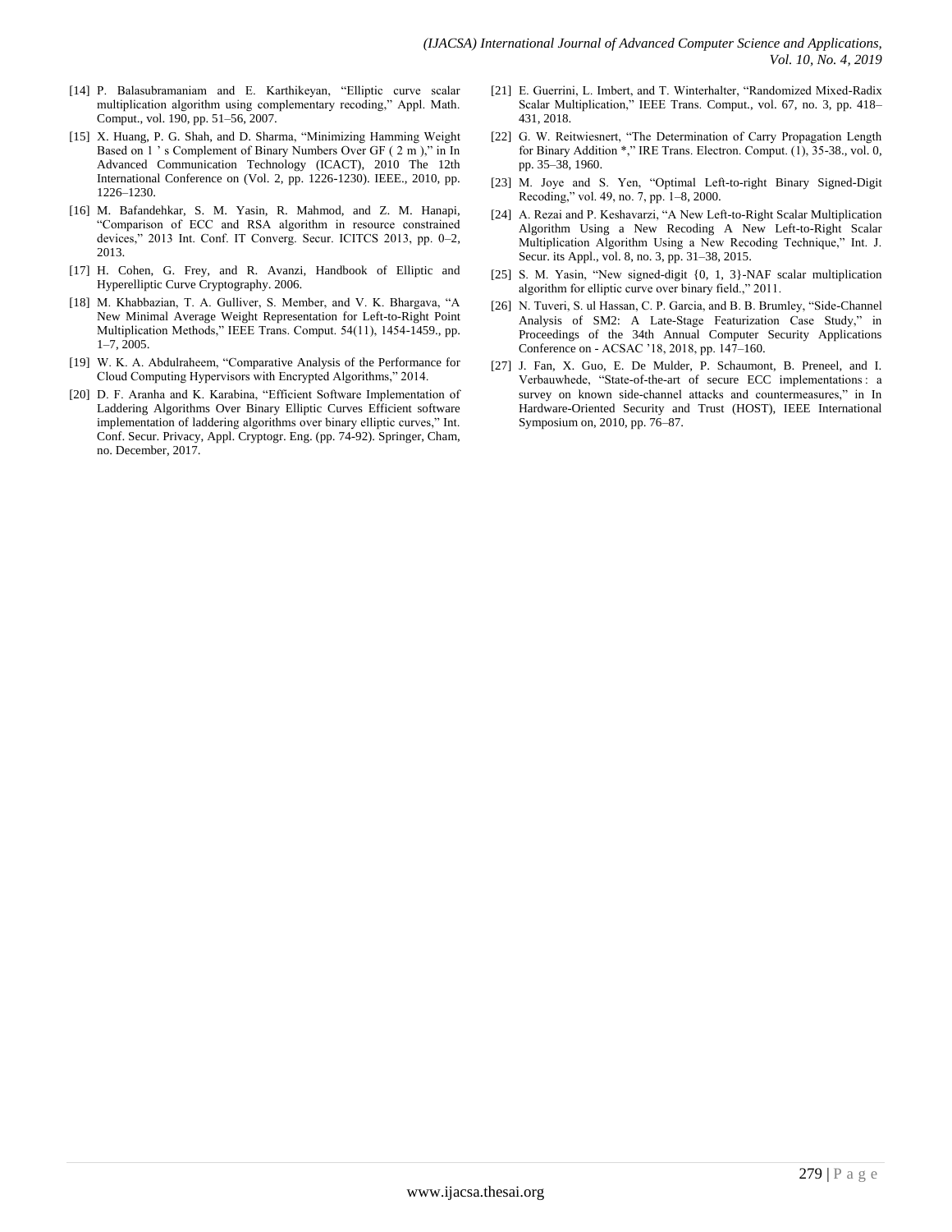[14] P. Balasubramaniam and E. Karthikeyan, "Elliptic curve scalar multiplication algorithm using complementary recoding," Appl. Math. Comput., vol. 190, pp. 51–56, 2007.

[15] X. Huang, P. G. Shah, and D. Sharma, "Minimizing Hamming Weight Based on 1 ' s Complement of Binary Numbers Over GF ( 2 m )," in In Advanced Communication Technology (ICACT), 2010 The 12th International Conference on (Vol. 2, pp. 1226-1230). IEEE., 2010, pp. 1226–1230.

[16] M. Bafandehkar, S. M. Yasin, R. Mahmod, and Z. M. Hanapi, "Comparison of ECC and RSA algorithm in resource constrained devices," 2013 Int. Conf. IT Converg. Secur. ICITCS 2013, pp. 0–2, 2013.

[17] H. Cohen, G. Frey, and R. Avanzi, Handbook of Elliptic and Hyperelliptic Curve Cryptography. 2006.

[18] M. Khabbazian, T. A. Gulliver, S. Member, and V. K. Bhargava, "A New Minimal Average Weight Representation for Left-to-Right Point Multiplication Methods," IEEE Trans. Comput. 54(11), 1454-1459., pp. 1–7, 2005.

[19] W. K. A. Abdulraheem, "Comparative Analysis of the Performance for Cloud Computing Hypervisors with Encrypted Algorithms," 2014.

[20] D. F. Aranha and K. Karabina, "Efficient Software Implementation of Laddering Algorithms Over Binary Elliptic Curves Efficient software implementation of laddering algorithms over binary elliptic curves," Int. Conf. Secur. Privacy, Appl. Cryptogr. Eng. (pp. 74-92). Springer, Cham, no. December, 2017.

[21] E. Guerrini, L. Imbert, and T. Winterhalter, "Randomized Mixed-Radix Scalar Multiplication," IEEE Trans. Comput., vol. 67, no. 3, pp. 418–431, 2018.

[22] G. W. Reitwiesnert, "The Determination of Carry Propagation Length for Binary Addition *," IRE Trans. Electron. Comput. (1), 35-38., vol. 0, pp. 35–38, 1960.

[23] M. Joye and S. Yen, "Optimal Left-to-right Binary Signed-Digit Recoding," vol. 49, no. 7, pp. 1–8, 2000.

[24] A. Rezai and P. Keshavarzi, "A New Left-to-Right Scalar Multiplication Algorithm Using a New Recoding A New Left-to-Right Scalar Multiplication Algorithm Using a New Recoding Technique," Int. J. Secur. its Appl., vol. 8, no. 3, pp. 31–38, 2015.

[25] S. M. Yasin, "New signed-digit {0, 1, 3}-NAF scalar multiplication algorithm for elliptic curve over binary field.," 2011.

[26] N. Tuveri, S. ul Hassan, C. P. Garcia, and B. B. Brumley, "Side-Channel Analysis of SM2: A Late-Stage Featurization Case Study," in Proceedings of the 34th Annual Computer Security Applications Conference on - ACSAC '18, 2018, pp. 147–160.

[27] J. Fan, X. Guo, E. De Mulder, P. Schaumont, B. Preneel, and I. Verbauwhede, "State-of-the-art of secure ECC implementations : a survey on known side-channel attacks and countermeasures," in In Hardware-Oriented Security and Trust (HOST), IEEE International Symposium on, 2010, pp. 76–87.